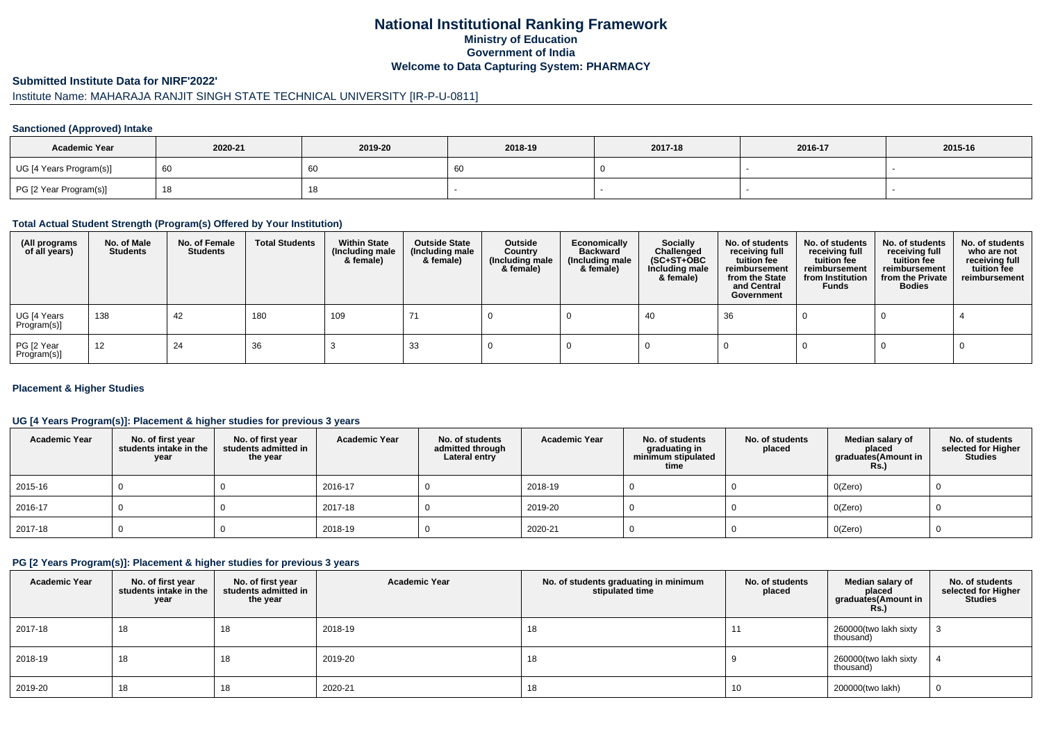# National Institutional Ranking Framework
## Ministry of Education
## Government of India
## Welcome to Data Capturing System: PHARMACY

### Submitted Institute Data for NIRF'2022'

Institute Name: MAHARAJA RANJIT SINGH STATE TECHNICAL UNIVERSITY [IR-P-U-0811]

#### Sanctioned (Approved) Intake

| Academic Year | 2020-21 | 2019-20 | 2018-19 | 2017-18 | 2016-17 | 2015-16 |
|---|---|---|---|---|---|---|
| UG [4 Years Program(s)] | 60 | 60 | 60 | 0 | - | - |
| PG [2 Year Program(s)] | 18 | 18 | - | - | - | - |

#### Total Actual Student Strength (Program(s) Offered by Your Institution)

| (All programs of all years) | No. of Male Students | No. of Female Students | Total Students | Within State (Including male & female) | Outside State (Including male & female) | Outside Country (Including male & female) | Economically Backward (Including male & female) | Socially Challenged (SC+ST+OBC Including male & female) | No. of students receiving full tuition fee reimbursement from the State and Central Government | No. of students receiving full tuition fee reimbursement from Institution Funds | No. of students receiving full tuition fee reimbursement from the Private Bodies | No. of students who are not receiving full tuition fee reimbursement |
|---|---|---|---|---|---|---|---|---|---|---|---|---|
| UG [4 Years Program(s)] | 138 | 42 | 180 | 109 | 71 | 0 | 0 | 40 | 36 | 0 | 0 | 4 |
| PG [2 Year Program(s)] | 12 | 24 | 36 | 3 | 33 | 0 | 0 | 0 | 0 | 0 | 0 | 0 |

#### Placement & Higher Studies

#### UG [4 Years Program(s)]: Placement & higher studies for previous 3 years

| Academic Year | No. of first year students intake in the year | No. of first year students admitted in the year | Academic Year | No. of students admitted through Lateral entry | Academic Year | No. of students graduating in minimum stipulated time | No. of students placed | Median salary of placed graduates(Amount in Rs.) | No. of students selected for Higher Studies |
|---|---|---|---|---|---|---|---|---|---|
| 2015-16 | 0 | 0 | 2016-17 | 0 | 2018-19 | 0 | 0 | 0(Zero) | 0 |
| 2016-17 | 0 | 0 | 2017-18 | 0 | 2019-20 | 0 | 0 | 0(Zero) | 0 |
| 2017-18 | 0 | 0 | 2018-19 | 0 | 2020-21 | 0 | 0 | 0(Zero) | 0 |

#### PG [2 Years Program(s)]: Placement & higher studies for previous 3 years

| Academic Year | No. of first year students intake in the year | No. of first year students admitted in the year | Academic Year | No. of students graduating in minimum stipulated time | No. of students placed | Median salary of placed graduates(Amount in Rs.) | No. of students selected for Higher Studies |
|---|---|---|---|---|---|---|---|
| 2017-18 | 18 | 18 | 2018-19 | 18 | 11 | 260000(two lakh sixty thousand) | 3 |
| 2018-19 | 18 | 18 | 2019-20 | 18 | 9 | 260000(two lakh sixty thousand) | 4 |
| 2019-20 | 18 | 18 | 2020-21 | 18 | 10 | 200000(two lakh) | 0 |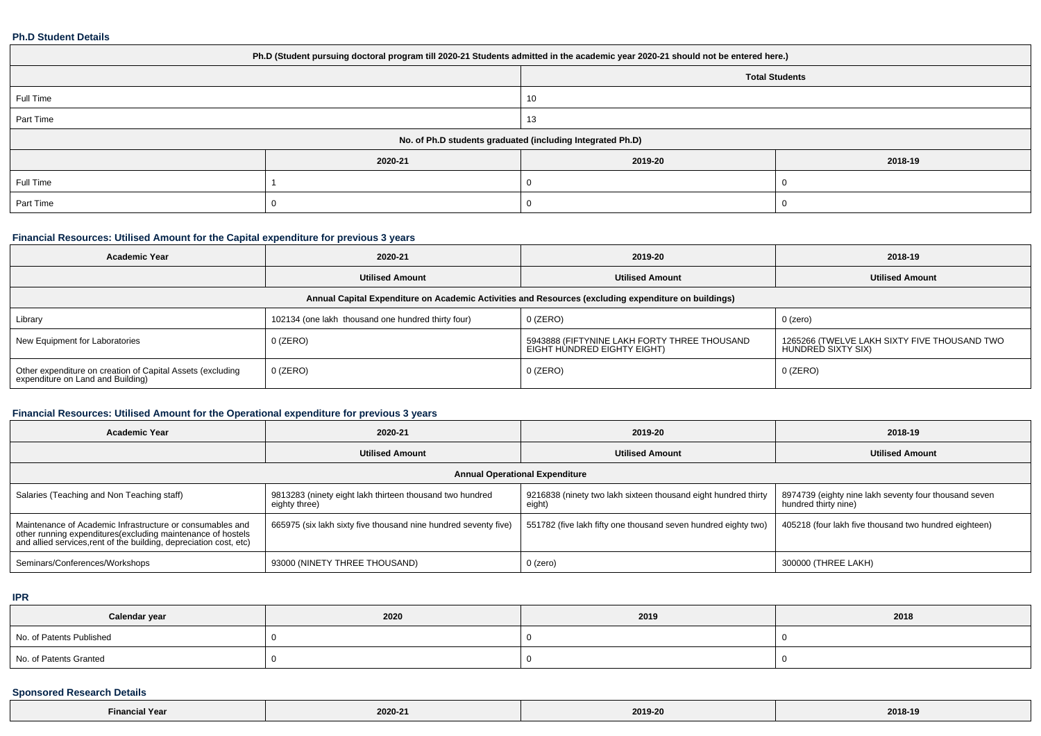### Ph.D Student Details

| Ph.D (Student pursuing doctoral program till 2020-21 Students admitted in the academic year 2020-21 should not be entered here.) | | | |
|---|---|---|---|
| | Total Students | | |
| Full Time | 10 | | |
| Part Time | 13 | | |
| No. of Ph.D students graduated (including Integrated Ph.D) | | | |
| | 2020-21 | 2019-20 | 2018-19 |
| Full Time | 1 | 0 | 0 |
| Part Time | 0 | 0 | 0 |

### Financial Resources: Utilised Amount for the Capital expenditure for previous 3 years

| Academic Year | 2020-21 | 2019-20 | 2018-19 |
|---|---|---|---|
| | Utilised Amount | Utilised Amount | Utilised Amount |
| Annual Capital Expenditure on Academic Activities and Resources (excluding expenditure on buildings) | | | |
| Library | 102134 (one lakh thousand one hundred thirty four) | 0 (ZERO) | 0 (zero) |
| New Equipment for Laboratories | 0 (ZERO) | 5943888 (FIFTYNINE LAKH FORTY THREE THOUSAND EIGHT HUNDRED EIGHTY EIGHT) | 1265266 (TWELVE LAKH SIXTY FIVE THOUSAND TWO HUNDRED SIXTY SIX) |
| Other expenditure on creation of Capital Assets (excluding expenditure on Land and Building) | 0 (ZERO) | 0 (ZERO) | 0 (ZERO) |

### Financial Resources: Utilised Amount for the Operational expenditure for previous 3 years

| Academic Year | 2020-21 | 2019-20 | 2018-19 |
|---|---|---|---|
| | Utilised Amount | Utilised Amount | Utilised Amount |
| Annual Operational Expenditure | | | |
| Salaries (Teaching and Non Teaching staff) | 9813283 (ninety eight lakh thirteen thousand two hundred eighty three) | 9216838 (ninety two lakh sixteen thousand eight hundred thirty eight) | 8974739 (eighty nine lakh seventy four thousand seven hundred thirty nine) |
| Maintenance of Academic Infrastructure or consumables and other running expenditures(excluding maintenance of hostels and allied services,rent of the building, depreciation cost, etc) | 665975 (six lakh sixty five thousand nine hundred seventy five) | 551782 (five lakh fifty one thousand seven hundred eighty two) | 405218 (four lakh five thousand two hundred eighteen) |
| Seminars/Conferences/Workshops | 93000 (NINETY THREE THOUSAND) | 0 (zero) | 300000 (THREE LAKH) |

### IPR

| Calendar year | 2020 | 2019 | 2018 |
|---|---|---|---|
| No. of Patents Published | 0 | 0 | 0 |
| No. of Patents Granted | 0 | 0 | 0 |

### Sponsored Research Details

| Financial Year | 2020-21 | 2019-20 | 2018-19 |
|---|---|---|---|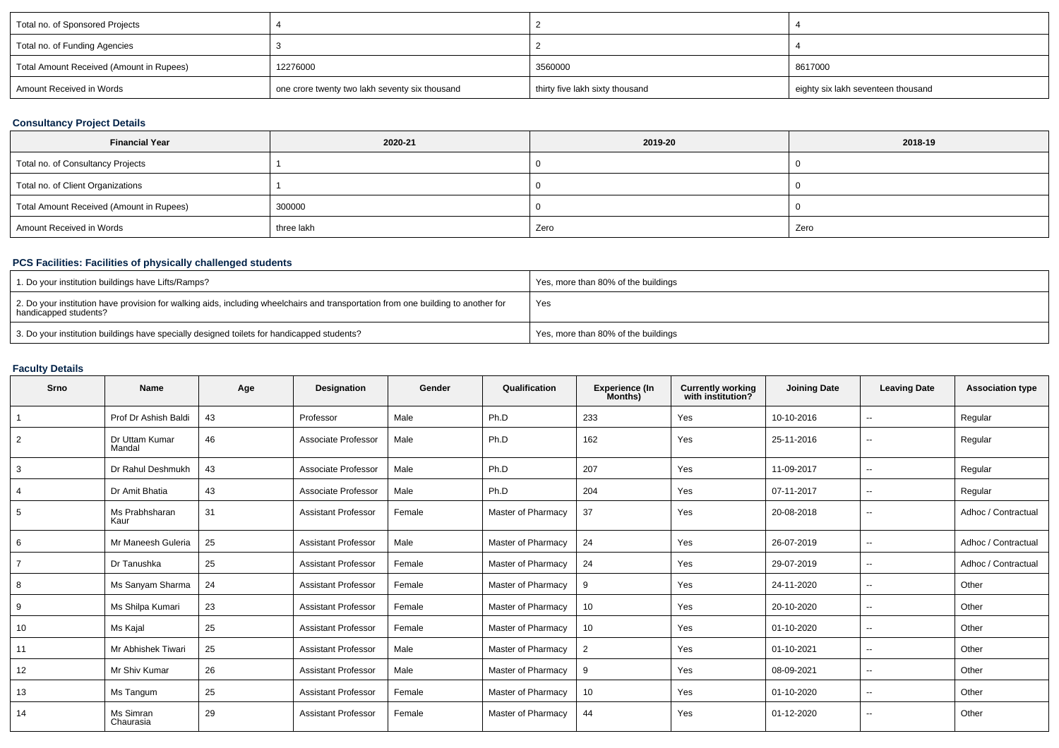| | | | |
|---|---|---|---|
| Total no. of Sponsored Projects | 4 | 2 | 4 |
| Total no. of Funding Agencies | 3 | 2 | 4 |
| Total Amount Received (Amount in Rupees) | 12276000 | 3560000 | 8617000 |
| Amount Received in Words | one crore twenty two lakh seventy six thousand | thirty five lakh sixty thousand | eighty six lakh seventeen thousand |

### Consultancy Project Details

| Financial Year | 2020-21 | 2019-20 | 2018-19 |
|---|---|---|---|
| Total no. of Consultancy Projects | 1 | 0 | 0 |
| Total no. of Client Organizations | 1 | 0 | 0 |
| Total Amount Received (Amount in Rupees) | 300000 | 0 | 0 |
| Amount Received in Words | three lakh | Zero | Zero |

### PCS Facilities: Facilities of physically challenged students

| | |
|---|---|
| 1. Do your institution buildings have Lifts/Ramps? | Yes, more than 80% of the buildings |
| 2. Do your institution have provision for walking aids, including wheelchairs and transportation from one building to another for handicapped students? | Yes |
| 3. Do your institution buildings have specially designed toilets for handicapped students? | Yes, more than 80% of the buildings |

### Faculty Details

| Srno | Name | Age | Designation | Gender | Qualification | Experience (In Months) | Currently working with institution? | Joining Date | Leaving Date | Association type |
|---|---|---|---|---|---|---|---|---|---|---|
| 1 | Prof Dr Ashish Baldi | 43 | Professor | Male | Ph.D | 233 | Yes | 10-10-2016 | -- | Regular |
| 2 | Dr Uttam Kumar Mandal | 46 | Associate Professor | Male | Ph.D | 162 | Yes | 25-11-2016 | -- | Regular |
| 3 | Dr Rahul Deshmukh | 43 | Associate Professor | Male | Ph.D | 207 | Yes | 11-09-2017 | -- | Regular |
| 4 | Dr Amit Bhatia | 43 | Associate Professor | Male | Ph.D | 204 | Yes | 07-11-2017 | -- | Regular |
| 5 | Ms Prabhsharan Kaur | 31 | Assistant Professor | Female | Master of Pharmacy | 37 | Yes | 20-08-2018 | -- | Adhoc / Contractual |
| 6 | Mr Maneesh Guleria | 25 | Assistant Professor | Male | Master of Pharmacy | 24 | Yes | 26-07-2019 | -- | Adhoc / Contractual |
| 7 | Dr Tanushka | 25 | Assistant Professor | Female | Master of Pharmacy | 24 | Yes | 29-07-2019 | -- | Adhoc / Contractual |
| 8 | Ms Sanyam Sharma | 24 | Assistant Professor | Female | Master of Pharmacy | 9 | Yes | 24-11-2020 | -- | Other |
| 9 | Ms Shilpa Kumari | 23 | Assistant Professor | Female | Master of Pharmacy | 10 | Yes | 20-10-2020 | -- | Other |
| 10 | Ms Kajal | 25 | Assistant Professor | Female | Master of Pharmacy | 10 | Yes | 01-10-2020 | -- | Other |
| 11 | Mr Abhishek Tiwari | 25 | Assistant Professor | Male | Master of Pharmacy | 2 | Yes | 01-10-2021 | -- | Other |
| 12 | Mr Shiv Kumar | 26 | Assistant Professor | Male | Master of Pharmacy | 9 | Yes | 08-09-2021 | -- | Other |
| 13 | Ms Tangum | 25 | Assistant Professor | Female | Master of Pharmacy | 10 | Yes | 01-10-2020 | -- | Other |
| 14 | Ms Simran Chaurasia | 29 | Assistant Professor | Female | Master of Pharmacy | 44 | Yes | 01-12-2020 | -- | Other |